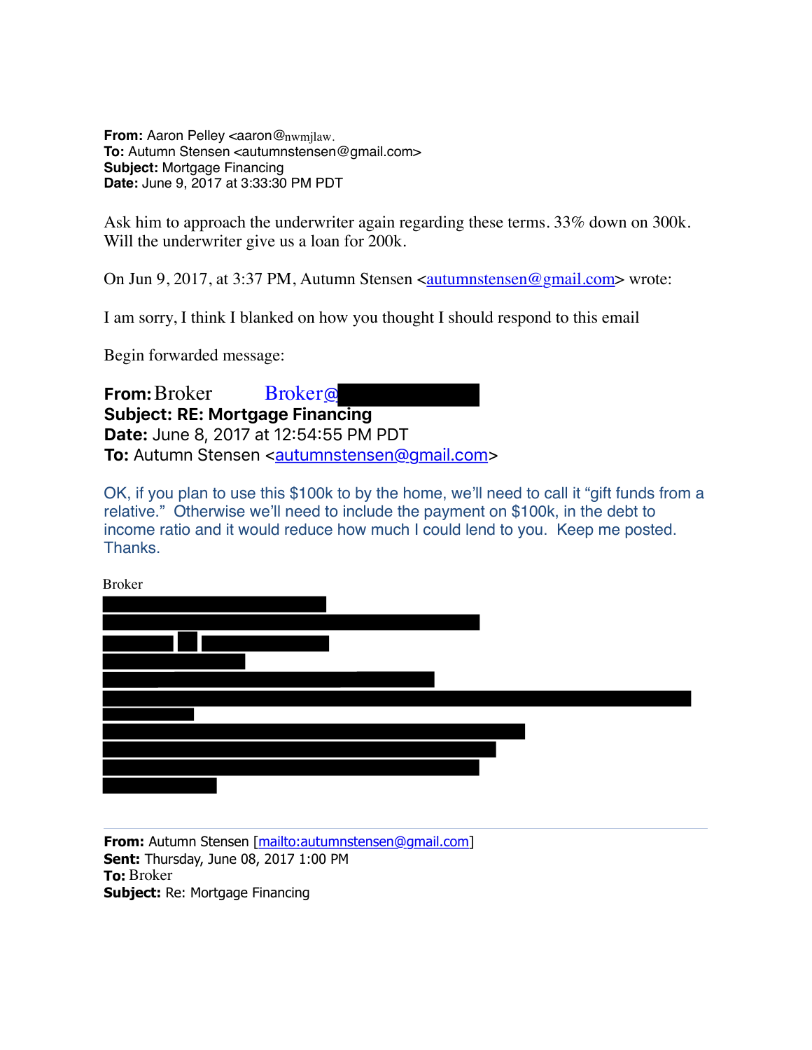**From:** Aaron Pelley <aaron@nwmjlaw.
**To:** Autumn Stensen <autumnstensen@gmail.com>
**Subject:** Mortgage Financing
**Date:** June 9, 2017 at 3:33:30 PM PDT

Ask him to approach the underwriter again regarding these terms. 33% down on 300k. Will the underwriter give us a loan for 200k.

On Jun 9, 2017, at 3:37 PM, Autumn Stensen <autumnstensen@gmail.com> wrote:

I am sorry, I think I blanked on how you thought I should respond to this email

Begin forwarded message:

**From:** Broker Broker@
**Subject: RE: Mortgage Financing**
**Date:** June 8, 2017 at 12:54:55 PM PDT
**To:** Autumn Stensen <autumnstensen@gmail.com>

OK, if you plan to use this $100k to by the home, we'll need to call it "gift funds from a relative." Otherwise we'll need to include the payment on $100k, in the debt to income ratio and it would reduce how much I could lend to you. Keep me posted. Thanks.

Broker

---

**From:** Autumn Stensen [mailto:autumnstensen@gmail.com]
**Sent:** Thursday, June 08, 2017 1:00 PM
**To:** Broker
**Subject:** Re: Mortgage Financing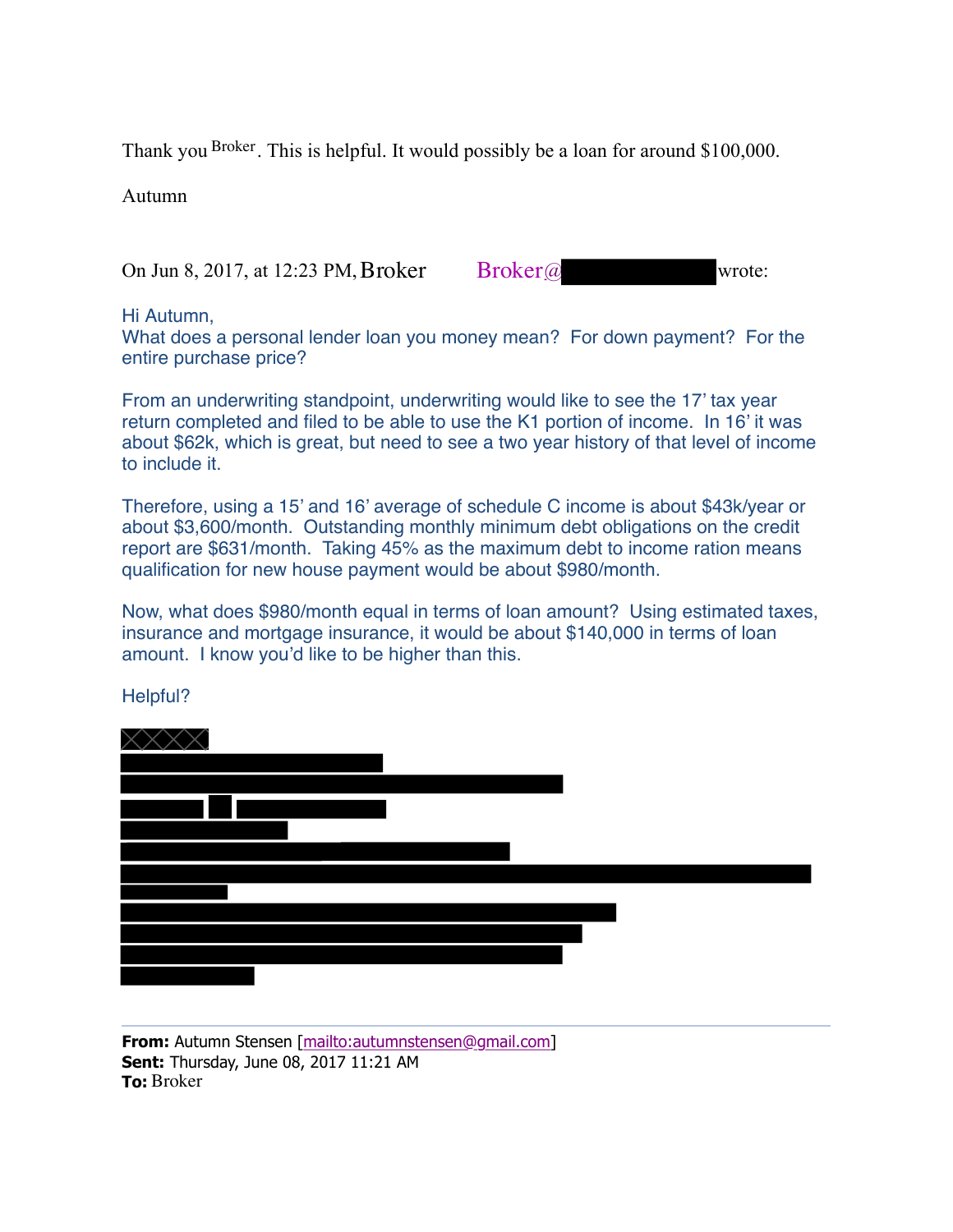Thank you Broker. This is helpful. It would possibly be a loan for around $100,000.

Autumn

On Jun 8, 2017, at 12:23 PM, Broker Broker@ wrote:

Hi Autumn,
What does a personal lender loan you money mean? For down payment? For the entire purchase price?

From an underwriting standpoint, underwriting would like to see the 17' tax year return completed and filed to be able to use the K1 portion of income. In 16' it was about $62k, which is great, but need to see a two year history of that level of income to include it.

Therefore, using a 15' and 16' average of schedule C income is about $43k/year or about $3,600/month. Outstanding monthly minimum debt obligations on the credit report are $631/month. Taking 45% as the maximum debt to income ration means qualification for new house payment would be about $980/month.

Now, what does $980/month equal in terms of loan amount? Using estimated taxes, insurance and mortgage insurance, it would be about $140,000 in terms of loan amount. I know you'd like to be higher than this.

Helpful?

---

**From:** Autumn Stensen [mailto:autumnstensen@gmail.com]
**Sent:** Thursday, June 08, 2017 11:21 AM
**To:** Broker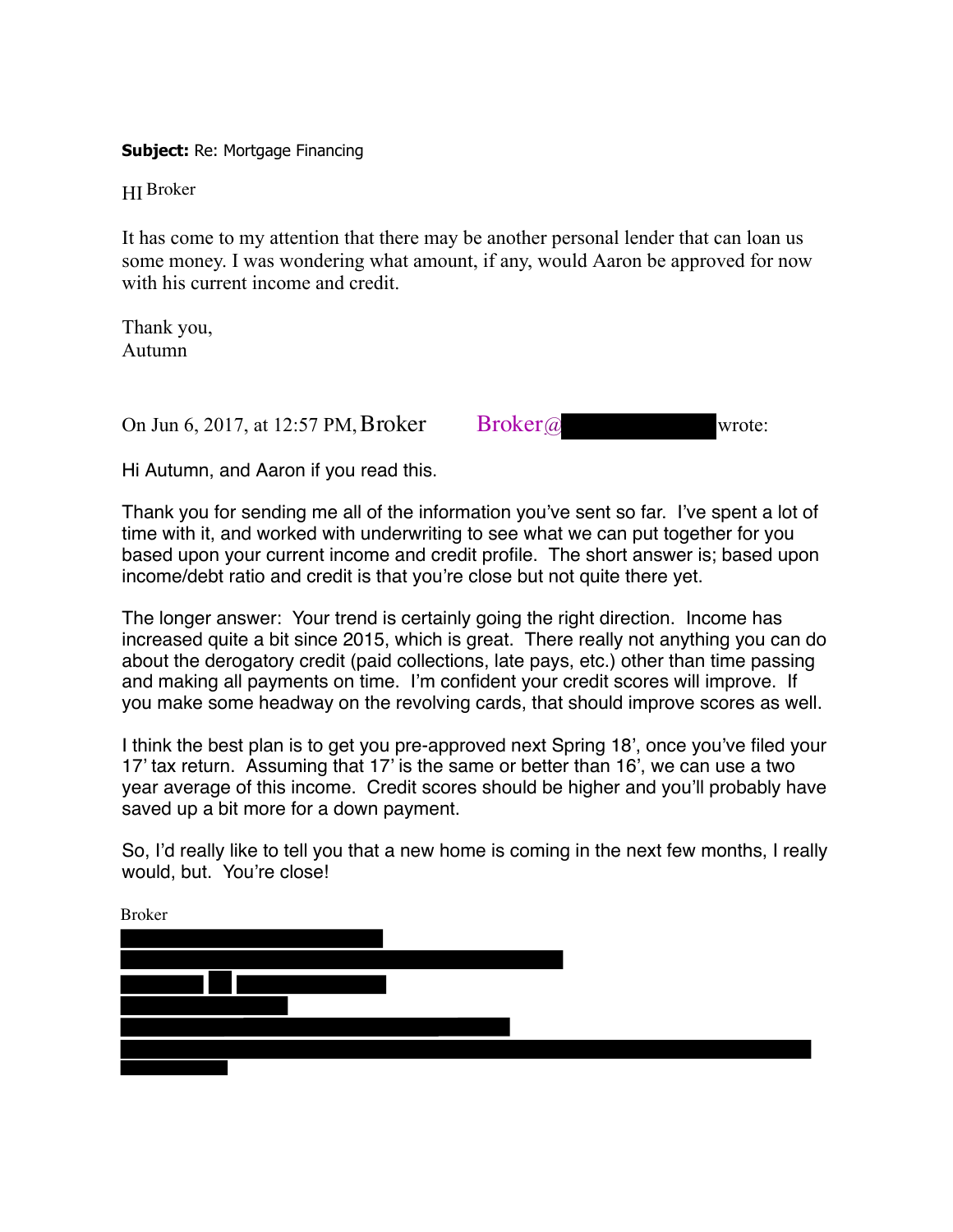**Subject:** Re: Mortgage Financing

HI Broker

It has come to my attention that there may be another personal lender that can loan us some money. I was wondering what amount, if any, would Aaron be approved for now with his current income and credit.

Thank you,
Autumn

On Jun 6, 2017, at 12:57 PM, Broker Broker@ wrote:

Hi Autumn, and Aaron if you read this.

Thank you for sending me all of the information you've sent so far. I've spent a lot of time with it, and worked with underwriting to see what we can put together for you based upon your current income and credit profile. The short answer is; based upon income/debt ratio and credit is that you're close but not quite there yet.

The longer answer: Your trend is certainly going the right direction. Income has increased quite a bit since 2015, which is great. There really not anything you can do about the derogatory credit (paid collections, late pays, etc.) other than time passing and making all payments on time. I'm confident your credit scores will improve. If you make some headway on the revolving cards, that should improve scores as well.

I think the best plan is to get you pre-approved next Spring 18', once you've filed your 17' tax return. Assuming that 17' is the same or better than 16', we can use a two year average of this income. Credit scores should be higher and you'll probably have saved up a bit more for a down payment.

So, I'd really like to tell you that a new home is coming in the next few months, I really would, but. You're close!

Broker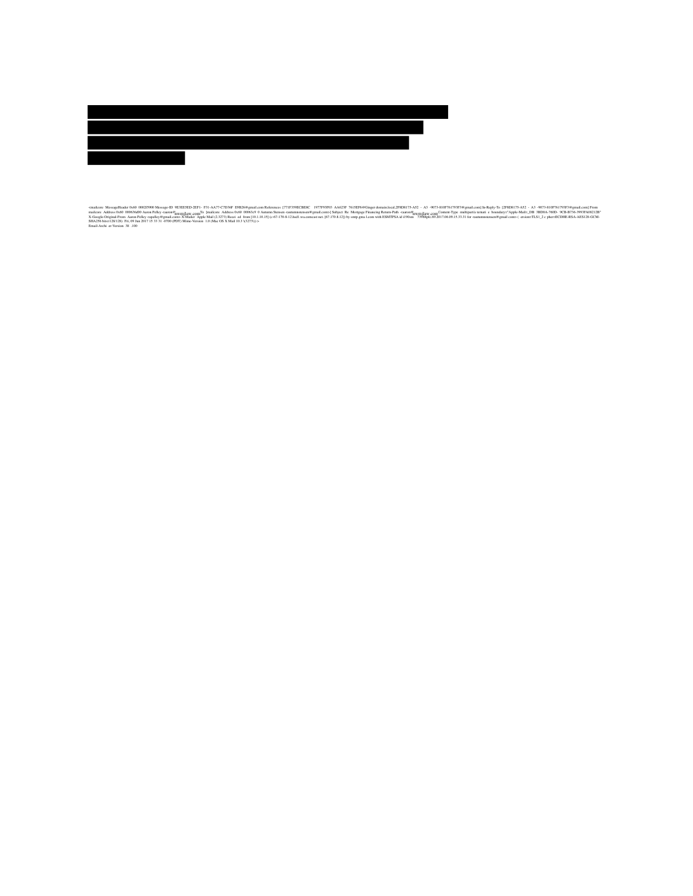<mailcore MessageHeader 0x60 000205900 Message-ID 9E3EE5ED-2EF1- F31-AA77-C7D36F E0B26@gmail.com References [771F359ECBE8C 1977F93F03 AA623F 7615EF64Ginger.domain.local,2F8D8175-A52 - A3 -9073-810F7617935F3@gmail.com] In-Reply-To [2F8D8175-A52 - A3 -9073-810F7617935F3@gmail.com] From mailcore Address 0x60 000636d00 Aaron Pelley <aaron@awmjlaw.com To [mailcore Address 0x60 00063c9 0 Autumn Stensen <autumnstensen@gmail.com>] Subject Re Mortgage Financing Return-Path <aaron@awmjlaw.com Content-Type multipart/a ternati e boundary="Apple-Mail=_DB 3BD0A-760D- 9CB-B736-3993FA08212B" X-Google-Original-From Aaron Pelley <apelley@gmail.com> X-Mailer Apple Mail (2.3273) Recei ed from [10.1.10.15] (c-67-170-8-12.hsd1.wa.comcast.net. [67.170.8.12]) by smtp.gma l.com with ESMTPSA id il90sm 73988pfc.69.2017.06.09.15.33.31 for <autumnstensen@gmail.com> ( ersion=TLS1_2 c pher=ECDHE-RSA-AES128-GCM-SHA256 bits=128/128) Fri, 09 Jun 2017 15 33 31 -0700 (PDT) Mime-Version 1.0 (Mac OS X Mail 10.3 \(3273\)) >

Email-Archi er-Version 38 100